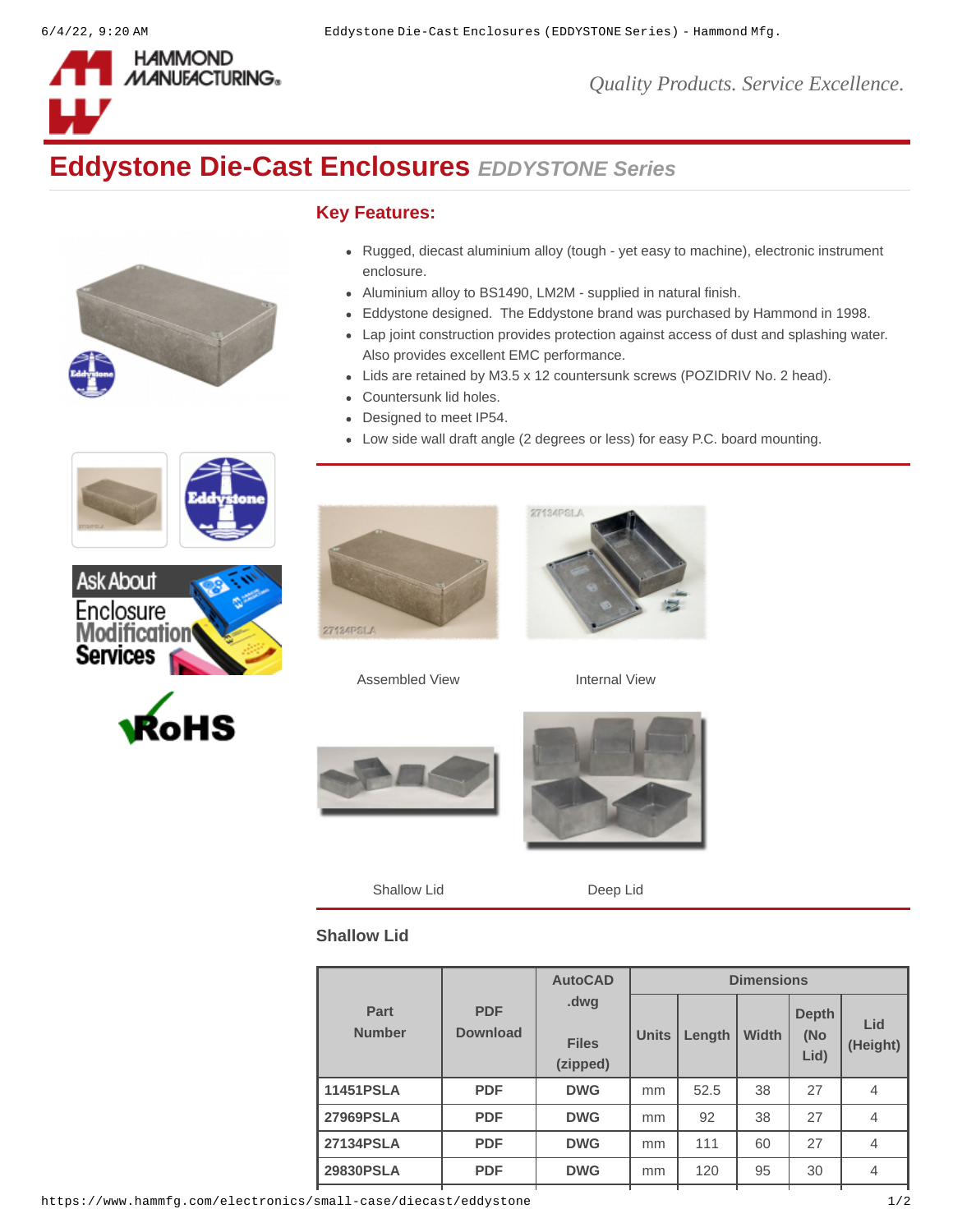# Eddystone Die-Cast Enclosures *EDDYSTONE Series*

## Key Features:

- Rugged, diecast aluminium alloy (tough - yet easy to machine), electronic instrument enclosure.
- Aluminium alloy to BS1490, LM2M - supplied in natural finish.
- Eddystone designed. The Eddystone brand was purchased by Hammond in 1998.
- Lap joint construction provides protection against access of dust and splashing water. Also provides excellent EMC performance.
- Lids are retained by M3.5 x 12 countersunk screws (POZIDRIV No. 2 head).
- Countersunk lid holes.
- Designed to meet IP54.
- Low side wall draft angle (2 degrees or less) for easy P.C. board mounting.

Assembled View

Internal View

Shallow Lid

Deep Lid

### Shallow Lid

| Part Number | PDF Download | AutoCAD .dwg Files (zipped) | Dimensions | | | | |
|---|---|---|---|---|---|---|---|
| | | | Units | Length | Width | Depth (No Lid) | Lid (Height) |
| 11451PSLA | PDF | DWG | mm | 52.5 | 38 | 27 | 4 |
| 27969PSLA | PDF | DWG | mm | 92 | 38 | 27 | 4 |
| 27134PSLA | PDF | DWG | mm | 111 | 60 | 27 | 4 |
| 29830PSLA | PDF | DWG | mm | 120 | 95 | 30 | 4 |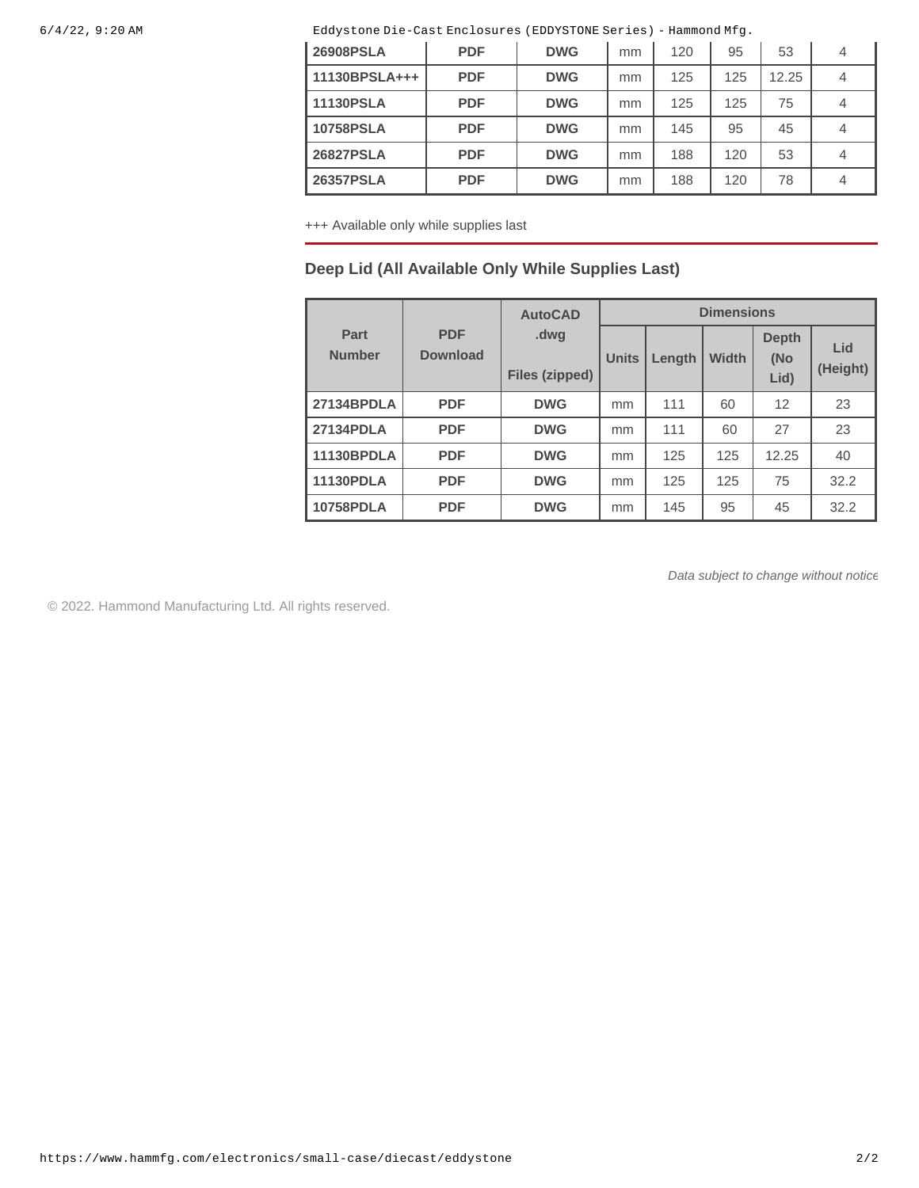| | | | | | | | |
|---|---|---|---|---|---|---|---|
| **26908PSLA** | **PDF** | **DWG** | mm | 120 | 95 | 53 | 4 |
| **11130BPSLA+++** | **PDF** | **DWG** | mm | 125 | 125 | 12.25 | 4 |
| **11130PSLA** | **PDF** | **DWG** | mm | 125 | 125 | 75 | 4 |
| **10758PSLA** | **PDF** | **DWG** | mm | 145 | 95 | 45 | 4 |
| **26827PSLA** | **PDF** | **DWG** | mm | 188 | 120 | 53 | 4 |
| **26357PSLA** | **PDF** | **DWG** | mm | 188 | 120 | 78 | 4 |

+++ Available only while supplies last

### Deep Lid (All Available Only While Supplies Last)

| Part Number | PDF Download | AutoCAD .dwg Files (zipped) | Dimensions | | | | |
|---|---|---|---|---|---|---|---|
| | | | Units | Length | Width | Depth (No Lid) | Lid (Height) |
| **27134BPDLA** | **PDF** | **DWG** | mm | 111 | 60 | 12 | 23 |
| **27134PDLA** | **PDF** | **DWG** | mm | 111 | 60 | 27 | 23 |
| **11130BPDLA** | **PDF** | **DWG** | mm | 125 | 125 | 12.25 | 40 |
| **11130PDLA** | **PDF** | **DWG** | mm | 125 | 125 | 75 | 32.2 |
| **10758PDLA** | **PDF** | **DWG** | mm | 145 | 95 | 45 | 32.2 |

*Data subject to change without notice*

© 2022. Hammond Manufacturing Ltd. All rights reserved.